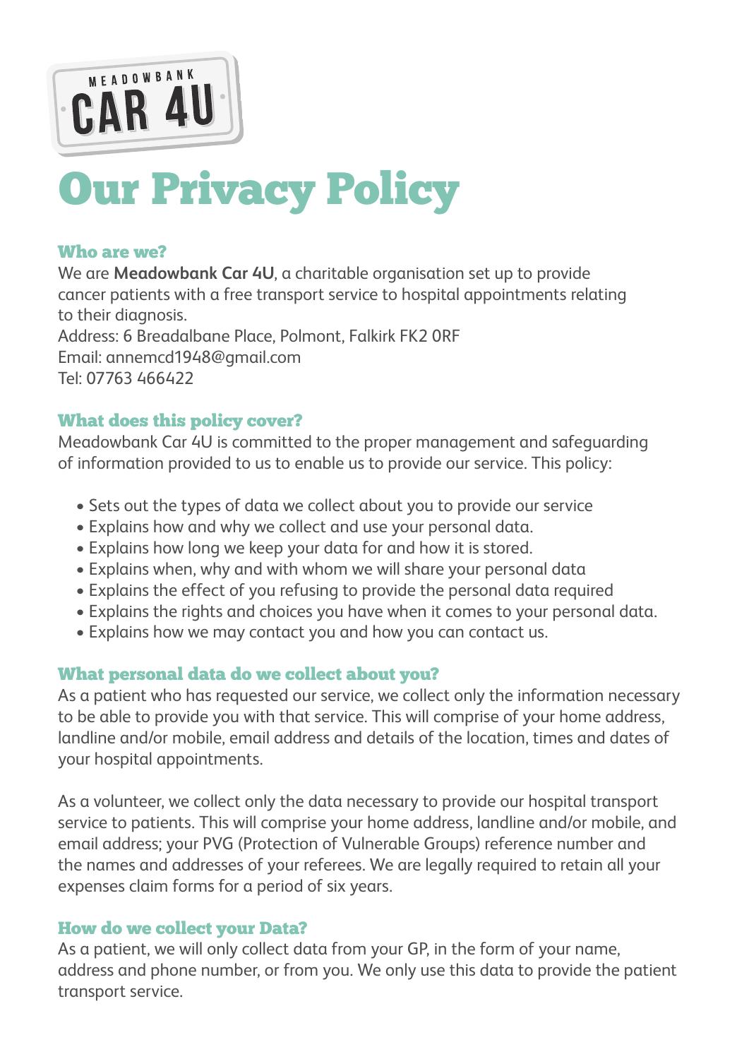MEADOWBANK CAR 4U

# Our Privacy Policy

## Who are we?

We are **Meadowbank Car 4U**, a charitable organisation set up to provide cancer patients with a free transport service to hospital appointments relating to their diagnosis.
Address: 6 Breadalbane Place, Polmont, Falkirk FK2 0RF
Email: annemcd1948@gmail.com
Tel: 07763 466422

## What does this policy cover?

Meadowbank Car 4U is committed to the proper management and safeguarding of information provided to us to enable us to provide our service. This policy:

- Sets out the types of data we collect about you to provide our service
- Explains how and why we collect and use your personal data.
- Explains how long we keep your data for and how it is stored.
- Explains when, why and with whom we will share your personal data
- Explains the effect of you refusing to provide the personal data required
- Explains the rights and choices you have when it comes to your personal data.
- Explains how we may contact you and how you can contact us.

## What personal data do we collect about you?

As a patient who has requested our service, we collect only the information necessary to be able to provide you with that service. This will comprise of your home address, landline and/or mobile, email address and details of the location, times and dates of your hospital appointments.

As a volunteer, we collect only the data necessary to provide our hospital transport service to patients. This will comprise your home address, landline and/or mobile, and email address; your PVG (Protection of Vulnerable Groups) reference number and the names and addresses of your referees. We are legally required to retain all your expenses claim forms for a period of six years.

## How do we collect your Data?

As a patient, we will only collect data from your GP, in the form of your name, address and phone number, or from you. We only use this data to provide the patient transport service.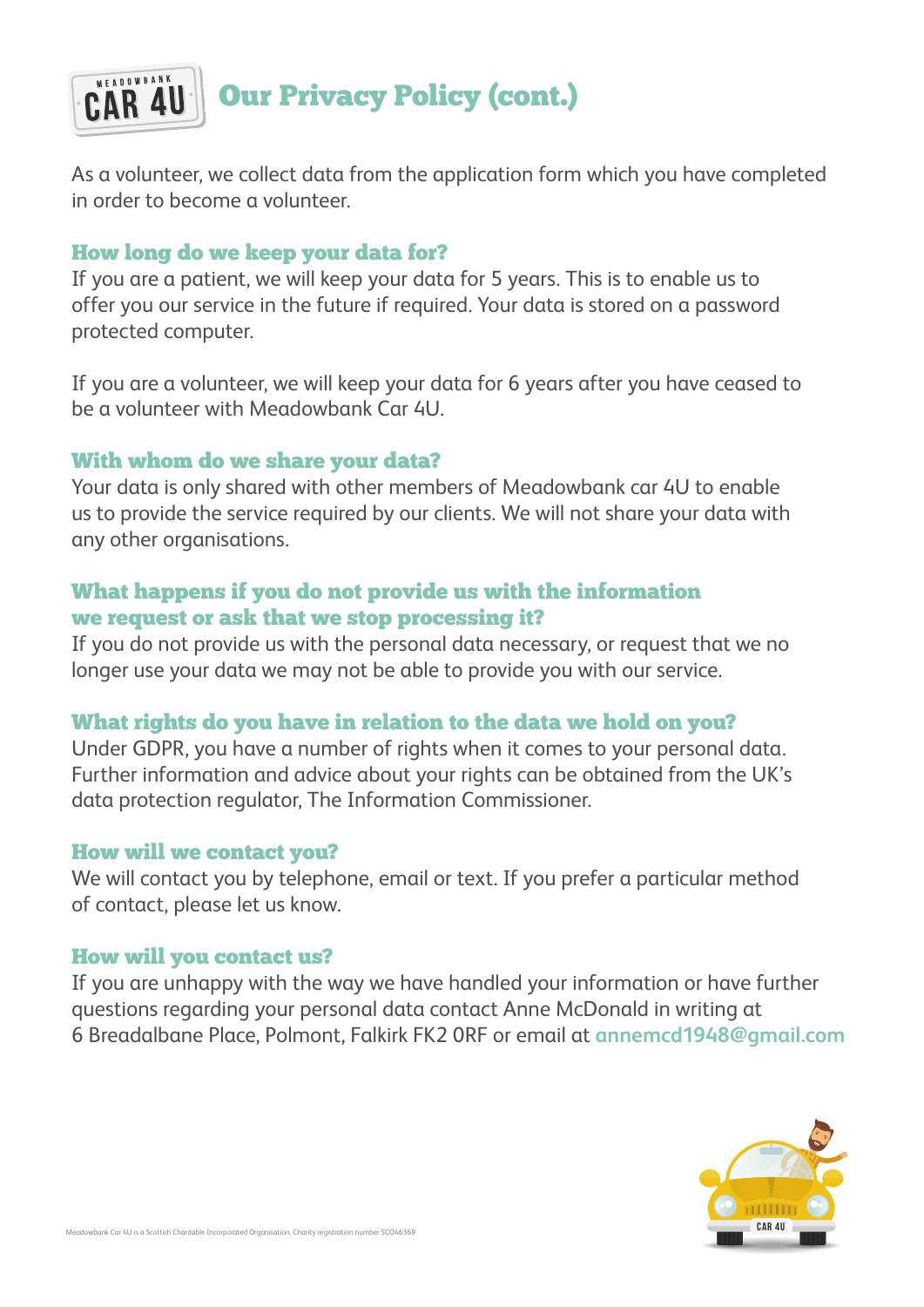# Our Privacy Policy (cont.)

As a volunteer, we collect data from the application form which you have completed in order to become a volunteer.

## How long do we keep your data for?

If you are a patient, we will keep your data for 5 years. This is to enable us to offer you our service in the future if required. Your data is stored on a password protected computer.

If you are a volunteer, we will keep your data for 6 years after you have ceased to be a volunteer with Meadowbank Car 4U.

## With whom do we share your data?

Your data is only shared with other members of Meadowbank car 4U to enable us to provide the service required by our clients. We will not share your data with any other organisations.

## What happens if you do not provide us with the information we request or ask that we stop processing it?

If you do not provide us with the personal data necessary, or request that we no longer use your data we may not be able to provide you with our service.

## What rights do you have in relation to the data we hold on you?

Under GDPR, you have a number of rights when it comes to your personal data. Further information and advice about your rights can be obtained from the UK's data protection regulator, The Information Commissioner.

## How will we contact you?

We will contact you by telephone, email or text. If you prefer a particular method of contact, please let us know.

## How will you contact us?

If you are unhappy with the way we have handled your information or have further questions regarding your personal data contact Anne McDonald in writing at 6 Breadalbane Place, Polmont, Falkirk FK2 0RF or email at annemcd1948@gmail.com

Meadowbank Car 4U is a Scottish Charitable Incorporated Organisation. Charity registration number SC046369